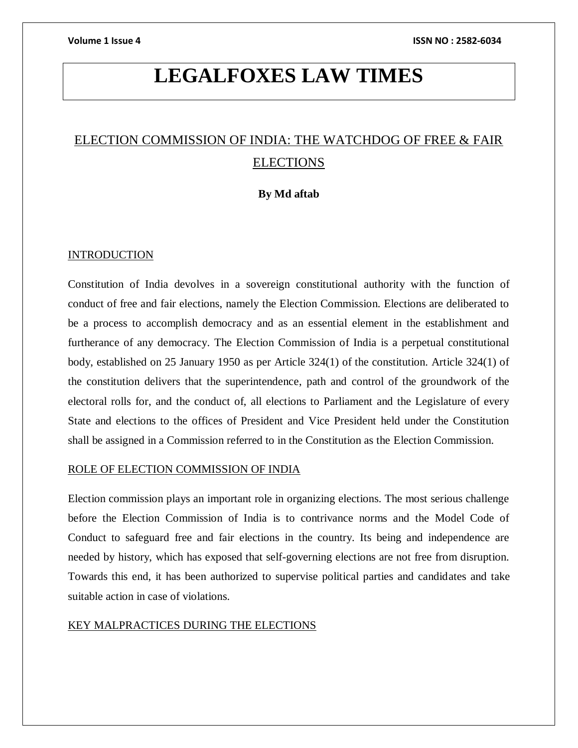# LEGALFOXES LAW TIMES

## ELECTION COMMISSION OF INDIA: THE WATCHDOG OF FREE & FAIR ELECTIONS

**By Md aftab**

### INTRODUCTION

Constitution of India devolves in a sovereign constitutional authority with the function of conduct of free and fair elections, namely the Election Commission. Elections are deliberated to be a process to accomplish democracy and as an essential element in the establishment and furtherance of any democracy. The Election Commission of India is a perpetual constitutional body, established on 25 January 1950 as per Article 324(1) of the constitution. Article 324(1) of the constitution delivers that the superintendence, path and control of the groundwork of the electoral rolls for, and the conduct of, all elections to Parliament and the Legislature of every State and elections to the offices of President and Vice President held under the Constitution shall be assigned in a Commission referred to in the Constitution as the Election Commission.

### ROLE OF ELECTION COMMISSION OF INDIA

Election commission plays an important role in organizing elections. The most serious challenge before the Election Commission of India is to contrivance norms and the Model Code of Conduct to safeguard free and fair elections in the country. Its being and independence are needed by history, which has exposed that self-governing elections are not free from disruption. Towards this end, it has been authorized to supervise political parties and candidates and take suitable action in case of violations.

### KEY MALPRACTICES DURING THE ELECTIONS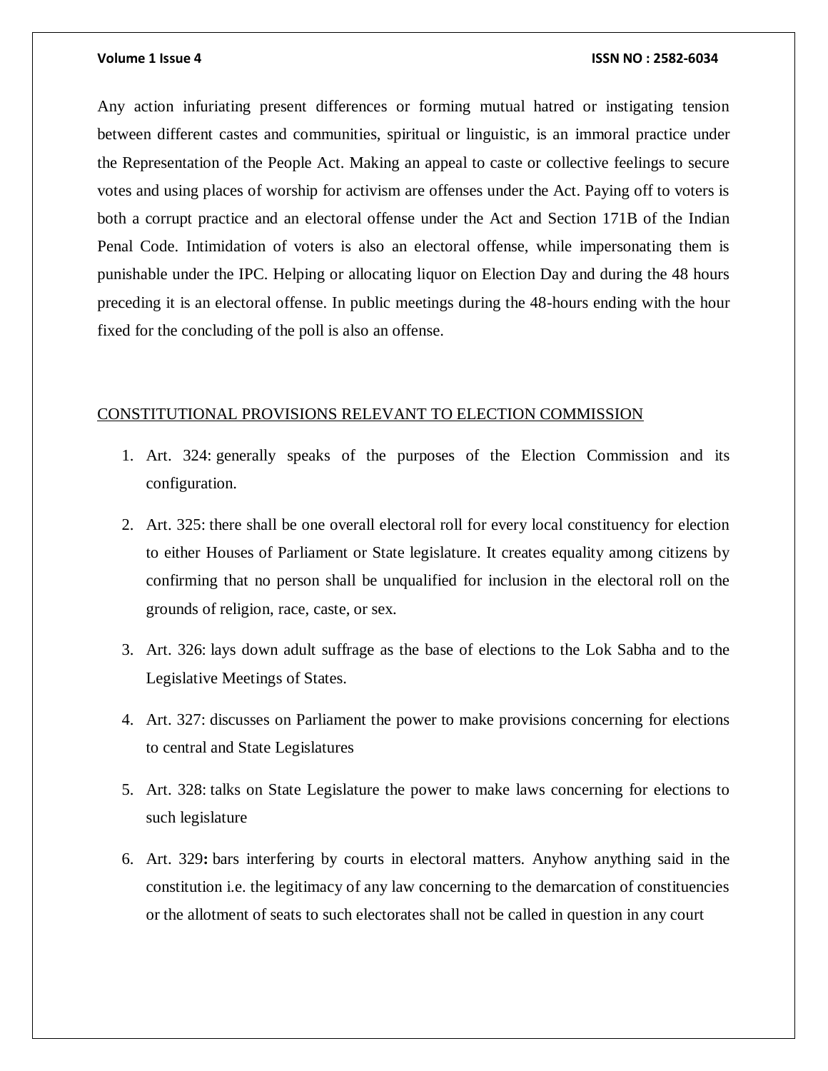Any action infuriating present differences or forming mutual hatred or instigating tension between different castes and communities, spiritual or linguistic, is an immoral practice under the Representation of the People Act. Making an appeal to caste or collective feelings to secure votes and using places of worship for activism are offenses under the Act. Paying off to voters is both a corrupt practice and an electoral offense under the Act and Section 171B of the Indian Penal Code. Intimidation of voters is also an electoral offense, while impersonating them is punishable under the IPC. Helping or allocating liquor on Election Day and during the 48 hours preceding it is an electoral offense. In public meetings during the 48-hours ending with the hour fixed for the concluding of the poll is also an offense.

## CONSTITUTIONAL PROVISIONS RELEVANT TO ELECTION COMMISSION

1. Art. 324: generally speaks of the purposes of the Election Commission and its configuration.
2. Art. 325: there shall be one overall electoral roll for every local constituency for election to either Houses of Parliament or State legislature. It creates equality among citizens by confirming that no person shall be unqualified for inclusion in the electoral roll on the grounds of religion, race, caste, or sex.
3. Art. 326: lays down adult suffrage as the base of elections to the Lok Sabha and to the Legislative Meetings of States.
4. Art. 327: discusses on Parliament the power to make provisions concerning for elections to central and State Legislatures
5. Art. 328: talks on State Legislature the power to make laws concerning for elections to such legislature
6. Art. 329**:** bars interfering by courts in electoral matters. Anyhow anything said in the constitution i.e. the legitimacy of any law concerning to the demarcation of constituencies or the allotment of seats to such electorates shall not be called in question in any court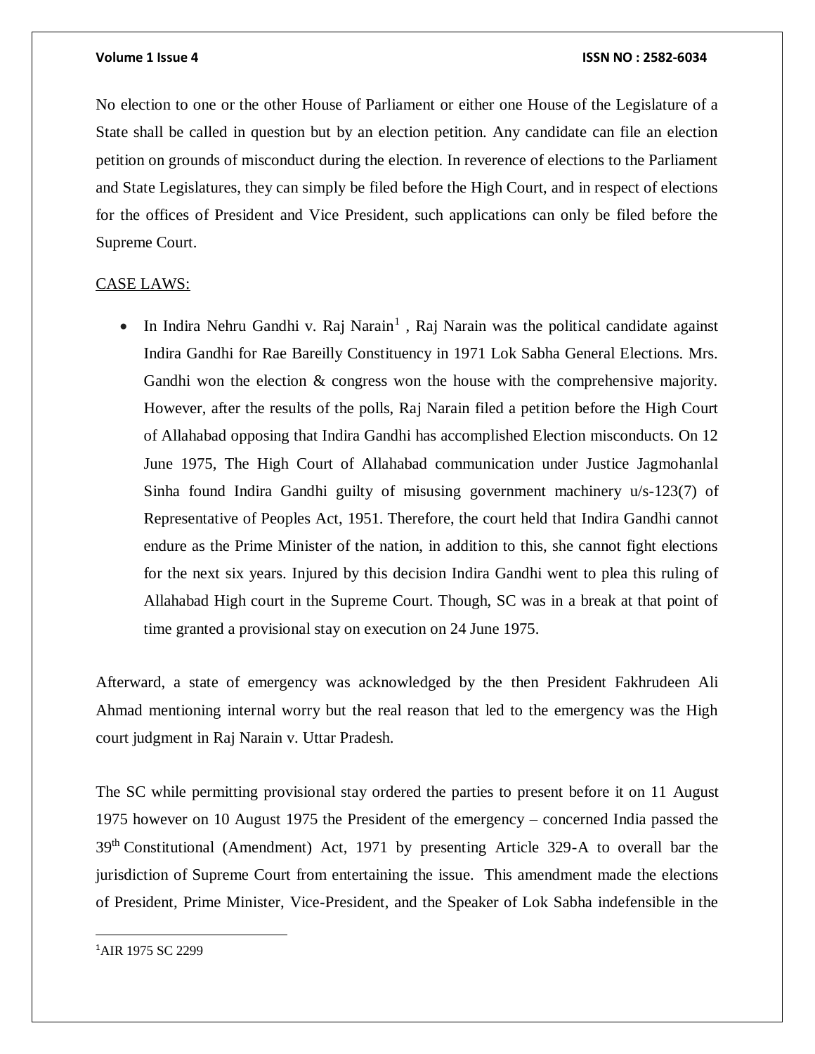No election to one or the other House of Parliament or either one House of the Legislature of a State shall be called in question but by an election petition. Any candidate can file an election petition on grounds of misconduct during the election. In reverence of elections to the Parliament and State Legislatures, they can simply be filed before the High Court, and in respect of elections for the offices of President and Vice President, such applications can only be filed before the Supreme Court.

<u>CASE LAWS:</u>

- In Indira Nehru Gandhi v. Raj Narain[1] , Raj Narain was the political candidate against Indira Gandhi for Rae Bareilly Constituency in 1971 Lok Sabha General Elections. Mrs. Gandhi won the election & congress won the house with the comprehensive majority. However, after the results of the polls, Raj Narain filed a petition before the High Court of Allahabad opposing that Indira Gandhi has accomplished Election misconducts. On 12 June 1975, The High Court of Allahabad communication under Justice Jagmohanlal Sinha found Indira Gandhi guilty of misusing government machinery u/s-123(7) of Representative of Peoples Act, 1951. Therefore, the court held that Indira Gandhi cannot endure as the Prime Minister of the nation, in addition to this, she cannot fight elections for the next six years. Injured by this decision Indira Gandhi went to plea this ruling of Allahabad High court in the Supreme Court. Though, SC was in a break at that point of time granted a provisional stay on execution on 24 June 1975.

Afterward, a state of emergency was acknowledged by the then President Fakhrudeen Ali Ahmad mentioning internal worry but the real reason that led to the emergency was the High court judgment in Raj Narain v. Uttar Pradesh.

The SC while permitting provisional stay ordered the parties to present before it on 11 August 1975 however on 10 August 1975 the President of the emergency – concerned India passed the 39th Constitutional (Amendment) Act, 1971 by presenting Article 329-A to overall bar the jurisdiction of Supreme Court from entertaining the issue. This amendment made the elections of President, Prime Minister, Vice-President, and the Speaker of Lok Sabha indefensible in the

---

[1] AIR 1975 SC 2299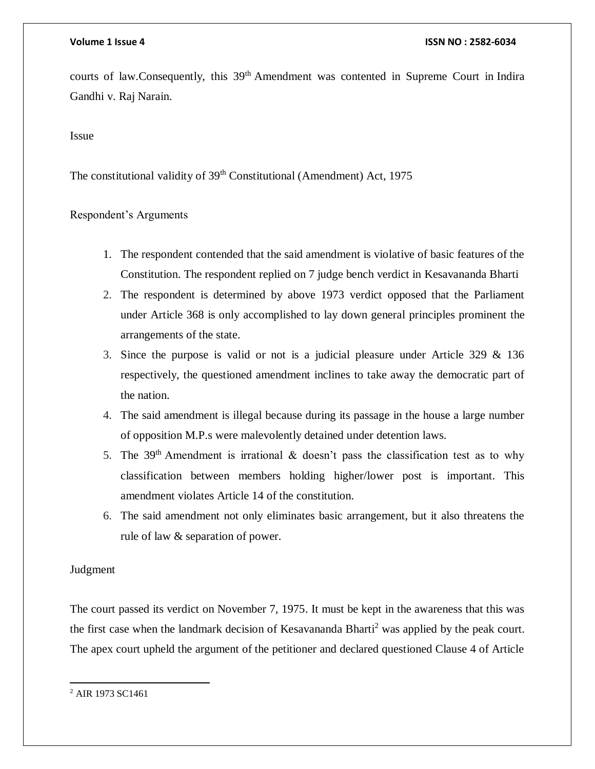courts of law.Consequently, this 39th Amendment was contented in Supreme Court in Indira Gandhi v. Raj Narain.

Issue

The constitutional validity of 39th Constitutional (Amendment) Act, 1975

Respondent's Arguments

1. The respondent contended that the said amendment is violative of basic features of the Constitution. The respondent replied on 7 judge bench verdict in Kesavananda Bharti
2. The respondent is determined by above 1973 verdict opposed that the Parliament under Article 368 is only accomplished to lay down general principles prominent the arrangements of the state.
3. Since the purpose is valid or not is a judicial pleasure under Article 329 & 136 respectively, the questioned amendment inclines to take away the democratic part of the nation.
4. The said amendment is illegal because during its passage in the house a large number of opposition M.P.s were malevolently detained under detention laws.
5. The 39th Amendment is irrational & doesn't pass the classification test as to why classification between members holding higher/lower post is important. This amendment violates Article 14 of the constitution.
6. The said amendment not only eliminates basic arrangement, but it also threatens the rule of law & separation of power.

Judgment

The court passed its verdict on November 7, 1975. It must be kept in the awareness that this was the first case when the landmark decision of Kesavananda Bharti[2] was applied by the peak court. The apex court upheld the argument of the petitioner and declared questioned Clause 4 of Article

[2] AIR 1973 SC1461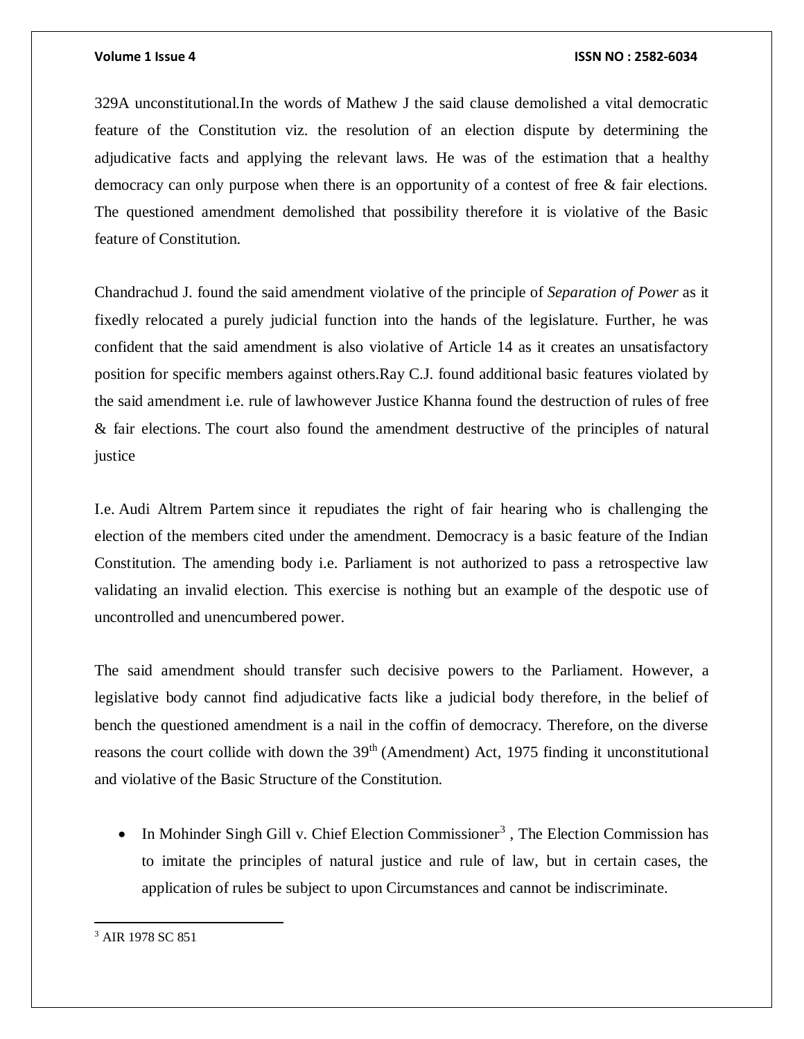329A unconstitutional.In the words of Mathew J the said clause demolished a vital democratic feature of the Constitution viz. the resolution of an election dispute by determining the adjudicative facts and applying the relevant laws. He was of the estimation that a healthy democracy can only purpose when there is an opportunity of a contest of free & fair elections. The questioned amendment demolished that possibility therefore it is violative of the Basic feature of Constitution.

Chandrachud J. found the said amendment violative of the principle of *Separation of Power* as it fixedly relocated a purely judicial function into the hands of the legislature. Further, he was confident that the said amendment is also violative of Article 14 as it creates an unsatisfactory position for specific members against others.Ray C.J. found additional basic features violated by the said amendment i.e. rule of lawhowever Justice Khanna found the destruction of rules of free & fair elections. The court also found the amendment destructive of the principles of natural justice

I.e. Audi Altrem Partem since it repudiates the right of fair hearing who is challenging the election of the members cited under the amendment. Democracy is a basic feature of the Indian Constitution. The amending body i.e. Parliament is not authorized to pass a retrospective law validating an invalid election. This exercise is nothing but an example of the despotic use of uncontrolled and unencumbered power.

The said amendment should transfer such decisive powers to the Parliament. However, a legislative body cannot find adjudicative facts like a judicial body therefore, in the belief of bench the questioned amendment is a nail in the coffin of democracy. Therefore, on the diverse reasons the court collide with down the 39th (Amendment) Act, 1975 finding it unconstitutional and violative of the Basic Structure of the Constitution.

- In Mohinder Singh Gill v. Chief Election Commissioner[3] , The Election Commission has to imitate the principles of natural justice and rule of law, but in certain cases, the application of rules be subject to upon Circumstances and cannot be indiscriminate.

[3] AIR 1978 SC 851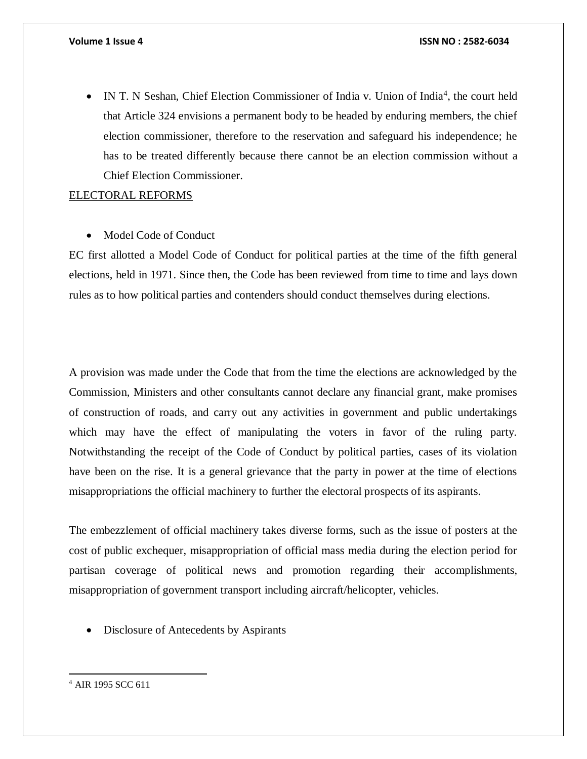- IN T. N Seshan, Chief Election Commissioner of India v. Union of India[4], the court held that Article 324 envisions a permanent body to be headed by enduring members, the chief election commissioner, therefore to the reservation and safeguard his independence; he has to be treated differently because there cannot be an election commission without a Chief Election Commissioner.

ELECTORAL REFORMS

- Model Code of Conduct

EC first allotted a Model Code of Conduct for political parties at the time of the fifth general elections, held in 1971. Since then, the Code has been reviewed from time to time and lays down rules as to how political parties and contenders should conduct themselves during elections.

A provision was made under the Code that from the time the elections are acknowledged by the Commission, Ministers and other consultants cannot declare any financial grant, make promises of construction of roads, and carry out any activities in government and public undertakings which may have the effect of manipulating the voters in favor of the ruling party. Notwithstanding the receipt of the Code of Conduct by political parties, cases of its violation have been on the rise. It is a general grievance that the party in power at the time of elections misappropriations the official machinery to further the electoral prospects of its aspirants.

The embezzlement of official machinery takes diverse forms, such as the issue of posters at the cost of public exchequer, misappropriation of official mass media during the election period for partisan coverage of political news and promotion regarding their accomplishments, misappropriation of government transport including aircraft/helicopter, vehicles.

- Disclosure of Antecedents by Aspirants

[4] AIR 1995 SCC 611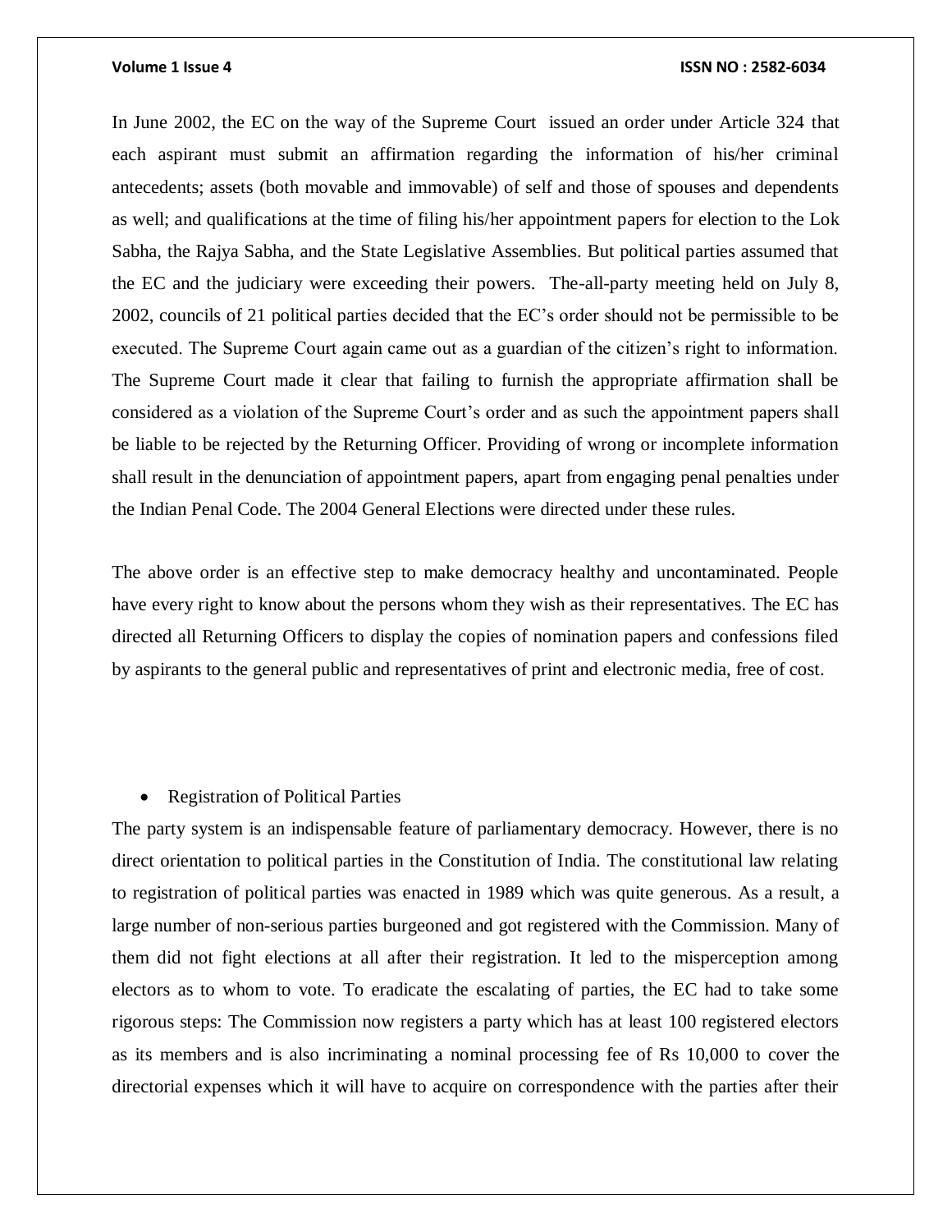In June 2002, the EC on the way of the Supreme Court issued an order under Article 324 that each aspirant must submit an affirmation regarding the information of his/her criminal antecedents; assets (both movable and immovable) of self and those of spouses and dependents as well; and qualifications at the time of filing his/her appointment papers for election to the Lok Sabha, the Rajya Sabha, and the State Legislative Assemblies. But political parties assumed that the EC and the judiciary were exceeding their powers. The-all-party meeting held on July 8, 2002, councils of 21 political parties decided that the EC's order should not be permissible to be executed. The Supreme Court again came out as a guardian of the citizen's right to information. The Supreme Court made it clear that failing to furnish the appropriate affirmation shall be considered as a violation of the Supreme Court's order and as such the appointment papers shall be liable to be rejected by the Returning Officer. Providing of wrong or incomplete information shall result in the denunciation of appointment papers, apart from engaging penal penalties under the Indian Penal Code. The 2004 General Elections were directed under these rules.

The above order is an effective step to make democracy healthy and uncontaminated. People have every right to know about the persons whom they wish as their representatives. The EC has directed all Returning Officers to display the copies of nomination papers and confessions filed by aspirants to the general public and representatives of print and electronic media, free of cost.

- Registration of Political Parties

The party system is an indispensable feature of parliamentary democracy. However, there is no direct orientation to political parties in the Constitution of India. The constitutional law relating to registration of political parties was enacted in 1989 which was quite generous. As a result, a large number of non-serious parties burgeoned and got registered with the Commission. Many of them did not fight elections at all after their registration. It led to the misperception among electors as to whom to vote. To eradicate the escalating of parties, the EC had to take some rigorous steps: The Commission now registers a party which has at least 100 registered electors as its members and is also incriminating a nominal processing fee of Rs 10,000 to cover the directorial expenses which it will have to acquire on correspondence with the parties after their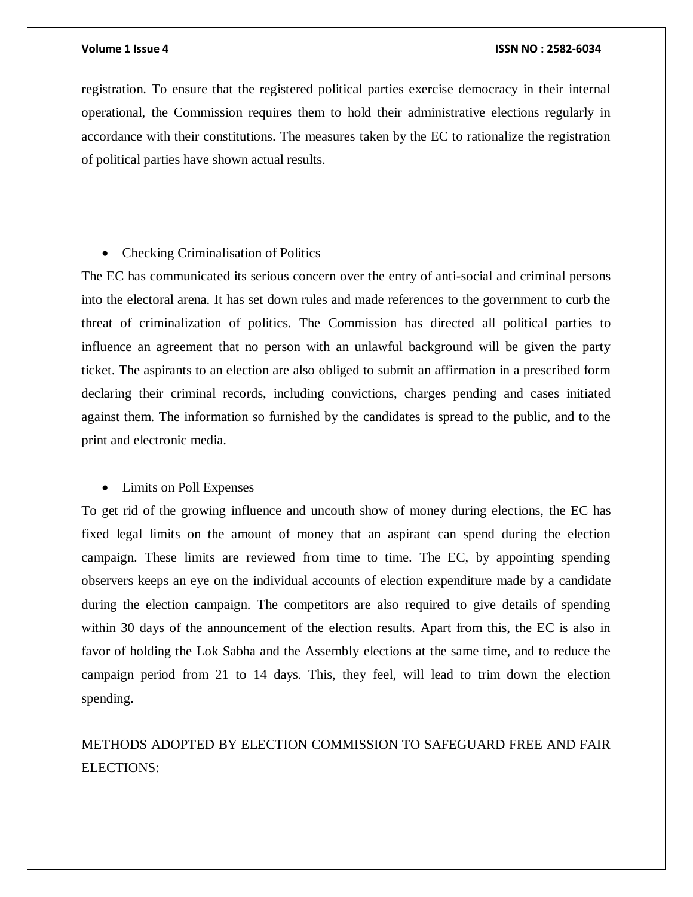registration. To ensure that the registered political parties exercise democracy in their internal operational, the Commission requires them to hold their administrative elections regularly in accordance with their constitutions. The measures taken by the EC to rationalize the registration of political parties have shown actual results.

- Checking Criminalisation of Politics

The EC has communicated its serious concern over the entry of anti-social and criminal persons into the electoral arena. It has set down rules and made references to the government to curb the threat of criminalization of politics. The Commission has directed all political parties to influence an agreement that no person with an unlawful background will be given the party ticket. The aspirants to an election are also obliged to submit an affirmation in a prescribed form declaring their criminal records, including convictions, charges pending and cases initiated against them. The information so furnished by the candidates is spread to the public, and to the print and electronic media.

- Limits on Poll Expenses

To get rid of the growing influence and uncouth show of money during elections, the EC has fixed legal limits on the amount of money that an aspirant can spend during the election campaign. These limits are reviewed from time to time. The EC, by appointing spending observers keeps an eye on the individual accounts of election expenditure made by a candidate during the election campaign. The competitors are also required to give details of spending within 30 days of the announcement of the election results. Apart from this, the EC is also in favor of holding the Lok Sabha and the Assembly elections at the same time, and to reduce the campaign period from 21 to 14 days. This, they feel, will lead to trim down the election spending.

## METHODS ADOPTED BY ELECTION COMMISSION TO SAFEGUARD FREE AND FAIR ELECTIONS: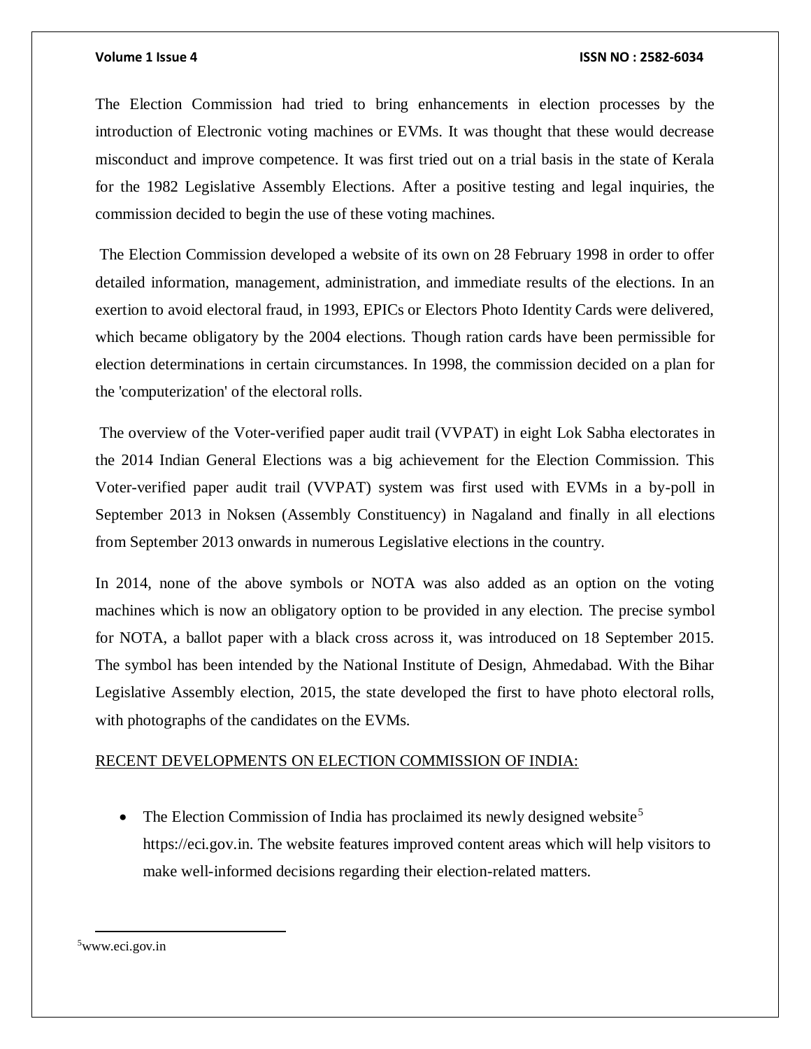The Election Commission had tried to bring enhancements in election processes by the introduction of Electronic voting machines or EVMs. It was thought that these would decrease misconduct and improve competence. It was first tried out on a trial basis in the state of Kerala for the 1982 Legislative Assembly Elections. After a positive testing and legal inquiries, the commission decided to begin the use of these voting machines.

The Election Commission developed a website of its own on 28 February 1998 in order to offer detailed information, management, administration, and immediate results of the elections. In an exertion to avoid electoral fraud, in 1993, EPICs or Electors Photo Identity Cards were delivered, which became obligatory by the 2004 elections. Though ration cards have been permissible for election determinations in certain circumstances. In 1998, the commission decided on a plan for the 'computerization' of the electoral rolls.

The overview of the Voter-verified paper audit trail (VVPAT) in eight Lok Sabha electorates in the 2014 Indian General Elections was a big achievement for the Election Commission. This Voter-verified paper audit trail (VVPAT) system was first used with EVMs in a by-poll in September 2013 in Noksen (Assembly Constituency) in Nagaland and finally in all elections from September 2013 onwards in numerous Legislative elections in the country.

In 2014, none of the above symbols or NOTA was also added as an option on the voting machines which is now an obligatory option to be provided in any election. The precise symbol for NOTA, a ballot paper with a black cross across it, was introduced on 18 September 2015. The symbol has been intended by the National Institute of Design, Ahmedabad. With the Bihar Legislative Assembly election, 2015, the state developed the first to have photo electoral rolls, with photographs of the candidates on the EVMs.

## RECENT DEVELOPMENTS ON ELECTION COMMISSION OF INDIA:

- The Election Commission of India has proclaimed its newly designed website[5] https://eci.gov.in. The website features improved content areas which will help visitors to make well-informed decisions regarding their election-related matters.

[5] www.eci.gov.in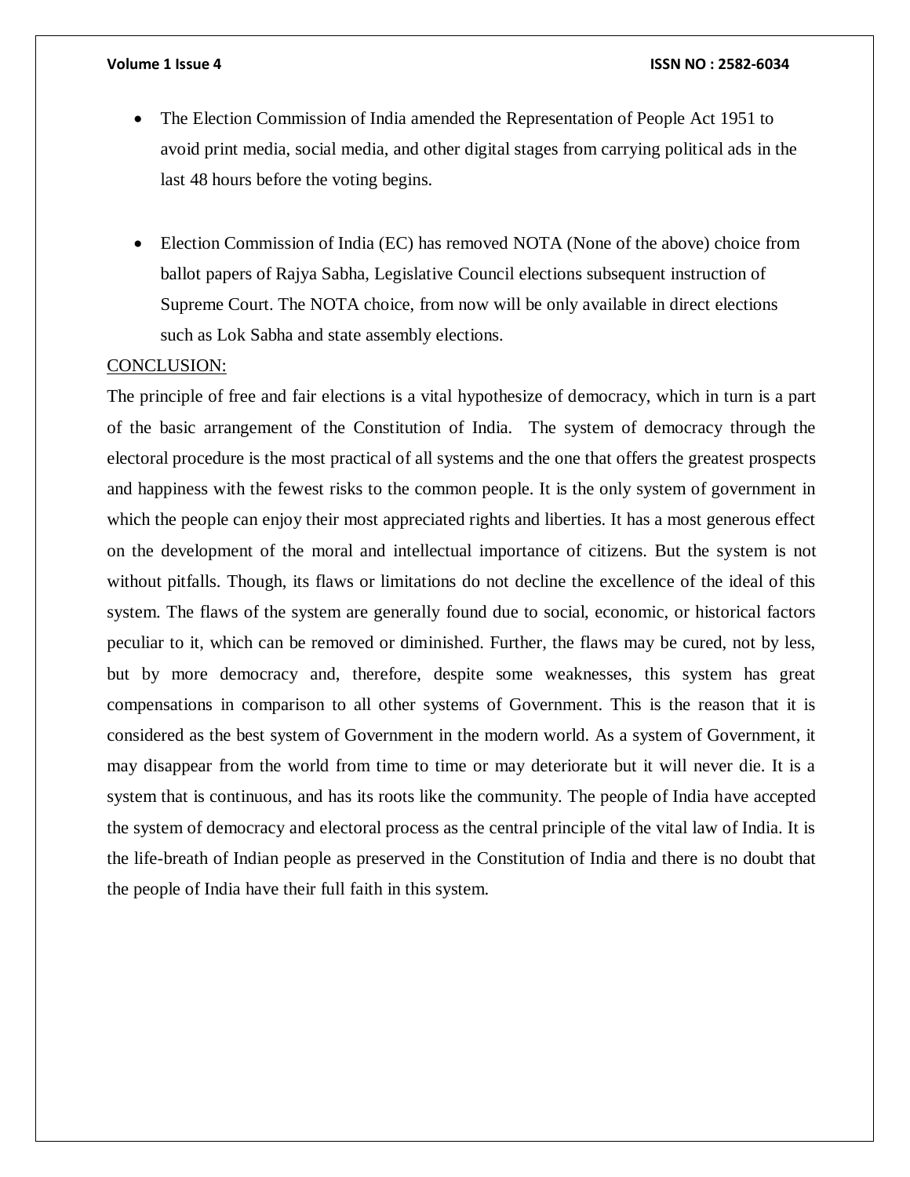- The Election Commission of India amended the Representation of People Act 1951 to avoid print media, social media, and other digital stages from carrying political ads in the last 48 hours before the voting begins.

- Election Commission of India (EC) has removed NOTA (None of the above) choice from ballot papers of Rajya Sabha, Legislative Council elections subsequent instruction of Supreme Court. The NOTA choice, from now will be only available in direct elections such as Lok Sabha and state assembly elections.

## CONCLUSION:

The principle of free and fair elections is a vital hypothesize of democracy, which in turn is a part of the basic arrangement of the Constitution of India. The system of democracy through the electoral procedure is the most practical of all systems and the one that offers the greatest prospects and happiness with the fewest risks to the common people. It is the only system of government in which the people can enjoy their most appreciated rights and liberties. It has a most generous effect on the development of the moral and intellectual importance of citizens. But the system is not without pitfalls. Though, its flaws or limitations do not decline the excellence of the ideal of this system. The flaws of the system are generally found due to social, economic, or historical factors peculiar to it, which can be removed or diminished. Further, the flaws may be cured, not by less, but by more democracy and, therefore, despite some weaknesses, this system has great compensations in comparison to all other systems of Government. This is the reason that it is considered as the best system of Government in the modern world. As a system of Government, it may disappear from the world from time to time or may deteriorate but it will never die. It is a system that is continuous, and has its roots like the community. The people of India have accepted the system of democracy and electoral process as the central principle of the vital law of India. It is the life-breath of Indian people as preserved in the Constitution of India and there is no doubt that the people of India have their full faith in this system.